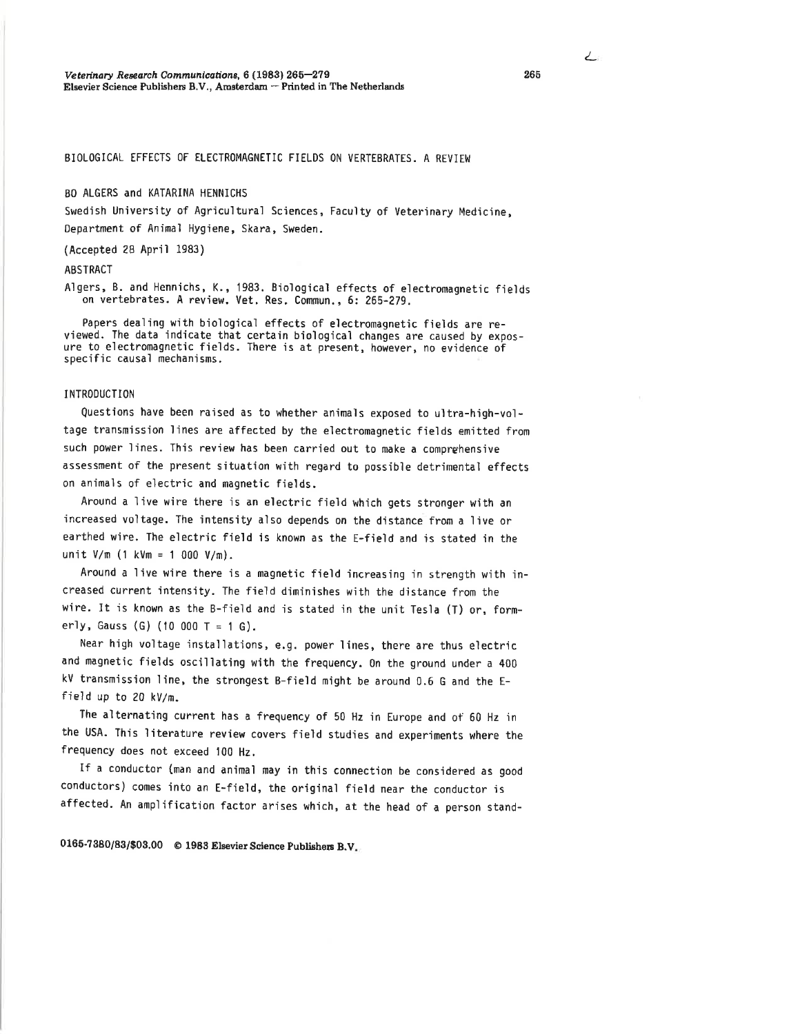# BIOLOGICAL EFFECTS OF ELECTROMAGNETIC FIELDS ON VERTEBRATES. A REVIEW

BO ALGERS and KATARINA HENNICHS

Swedish University of Agricultural Sciences, Faculty of Veterinary Medicine, Department of Animal Hygiene, Skara, Sweden.

(Accepted 28 April 1983)

## ABSTRACT

Algers, B. and Hennichs, K., 1983. Biological effects of electromagnetic fields on vertebrates. A review. Vet. Res. Commun., 6: 265-279.

Papers dealing with biological effects of electromagnetic fields are reviewed. The data indicate that certain biological changes are caused by exposure to electromagnetic fields. There is at present, however, no evidence of specific causal mechanisms.

## INTRODUCTION

Questions have been raised as to whether animals exposed to ultra-high-voltage transmission lines are affected by the electromagnetic fields emitted from such power lines. This review has been carried out to make a comprehensive assessment of the present situation with regard to possible detrimental effects on animals of electric and magnetic fields.

Around a live wire there is an electric field which gets stronger with an increased voltage. The intensity also depends on the distance from a live or earthed wire. The electric field is known as the E-field and is stated in the unit V/m (1 kVm = 1 000 V/m).

Around a live wire there is a magnetic field increasing in strength with increased current intensity. The field diminishes with the distance from the wire. It is known as the B-field and is stated in the unit Tesla (T) or, formerly, Gauss (G) (10 000 T = 1 G).

Near high voltage installations, e.g. power lines, there are thus electric and magnetic fields oscillating with the frequency. On the ground under a 400 kV transmission line, the strongest B-field might be around 0.6 G and the E-field up to 20 kV/m.

The alternating current has a frequency of 50 Hz in Europe and of 60 Hz in the USA. This literature review covers field studies and experiments where the frequency does not exceed 100 Hz.

If a conductor (man and animal may in this connection be considered as good conductors) comes into an E-field, the original field near the conductor is affected. An amplification factor arises which, at the head of a person stand-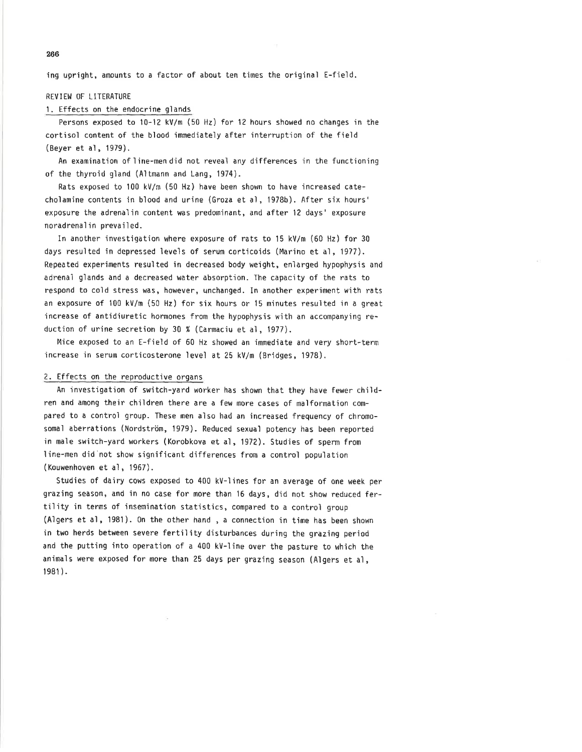ing upright, amounts to a factor of about ten times the original E-field.

## REVIEW OF LITERATURE

### 1. Effects on the endocrine glands

Persons exposed to 10-12 kV/m (50 Hz) for 12 hours showed no changes in the cortisol content of the blood immediately after interruption of the field (Beyer et al, 1979).

An examination of line-men did not reveal any differences in the functioning of the thyroid gland (Altmann and Lang, 1974).

Rats exposed to 100 kV/m (50 Hz) have been shown to have increased catecholamine contents in blood and urine (Groza et al, 1978b). After six hours' exposure the adrenalin content was predominant, and after 12 days' exposure noradrenalin prevailed.

In another investigation where exposure of rats to 15 kV/m (60 Hz) for 30 days resulted in depressed levels of serum corticoids (Marino et al, 1977). Repeated experiments resulted in decreased body weight, enlarged hypophysis and adrenal glands and a decreased water absorption. The capacity of the rats to respond to cold stress was, however, unchanged. In another experiment with rats an exposure of 100 kV/m (50 Hz) for six hours or 15 minutes resulted in a great increase of antidiuretic hormones from the hypophysis with an accompanying reduction of urine secretion by 30 % (Carmaciu et al, 1977).

Mice exposed to an E-field of 60 Hz showed an immediate and very short-term increase in serum corticosterone level at 25 kV/m (Bridges, 1978).

### 2. Effects on the reproductive organs

An investigation of switch-yard worker has shown that they have fewer children and among their children there are a few more cases of malformation compared to a control group. These men also had an increased frequency of chromosomal aberrations (Nordström, 1979). Reduced sexual potency has been reported in male switch-yard workers (Korobkova et al, 1972). Studies of sperm from line-men did not show significant differences from a control population (Kouwenhoven et al, 1967).

Studies of dairy cows exposed to 400 kV-lines for an average of one week per grazing season, and in no case for more than 16 days, did not show reduced fertility in terms of insemination statistics, compared to a control group (Algers et al, 1981). On the other hand , a connection in time has been shown in two herds between severe fertility disturbances during the grazing period and the putting into operation of a 400 kV-line over the pasture to which the animals were exposed for more than 25 days per grazing season (Algers et al, 1981).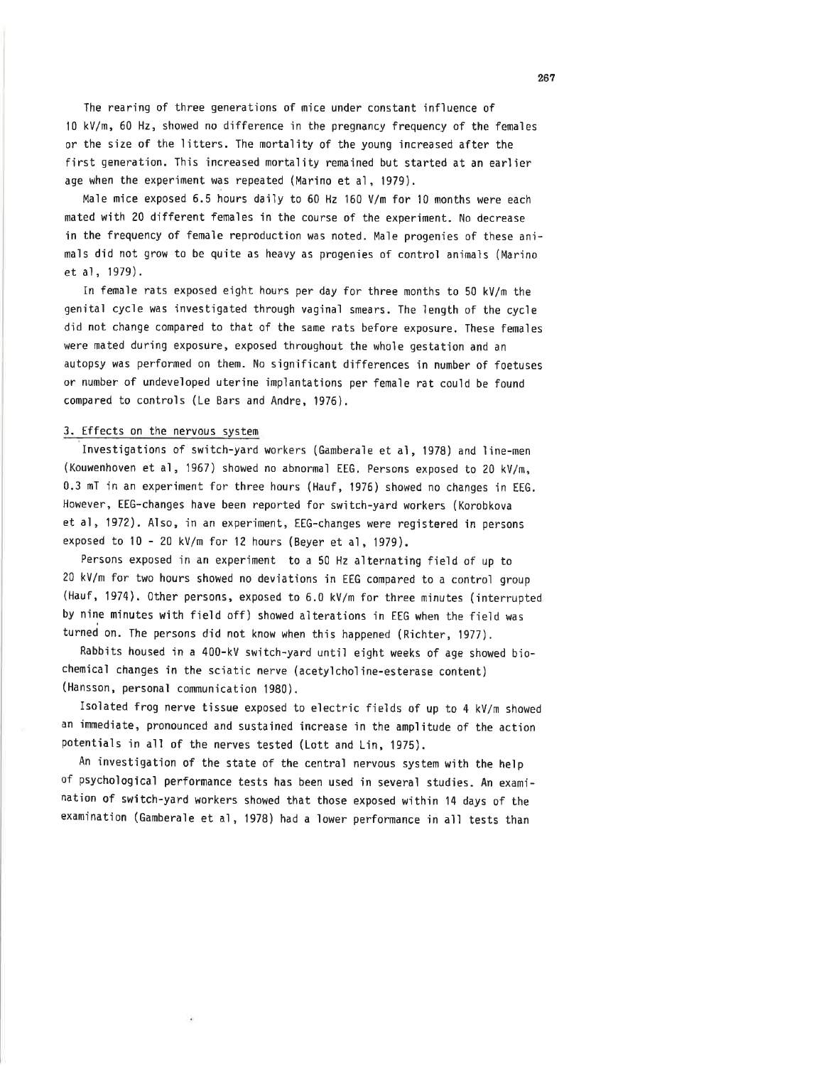The rearing of three generations of mice under constant influence of 10 kV/m, 60 Hz, showed no difference in the pregnancy frequency of the females or the size of the litters. The mortality of the young increased after the first generation. This increased mortality remained but started at an earlier age when the experiment was repeated (Marino et al, 1979).

Male mice exposed 6.5 hours daily to 60 Hz 160 V/m for 10 months were each mated with 20 different females in the course of the experiment. No decrease in the frequency of female reproduction was noted. Male progenies of these animals did not grow to be quite as heavy as progenies of control animals (Marino et al, 1979).

In female rats exposed eight hours per day for three months to 50 kV/m the genital cycle was investigated through vaginal smears. The length of the cycle did not change compared to that of the same rats before exposure. These females were mated during exposure, exposed throughout the whole gestation and an autopsy was performed on them. No significant differences in number of foetuses or number of undeveloped uterine implantations per female rat could be found compared to controls (Le Bars and Andre, 1976).

## 3. Effects on the nervous system

Investigations of switch-yard workers (Gamberale et al, 1978) and line-men (Kouwenhoven et al, 1967) showed no abnormal EEG. Persons exposed to 20 kV/m, 0.3 mT in an experiment for three hours (Hauf, 1976) showed no changes in EEG. However, EEG-changes have been reported for switch-yard workers (Korobkova et al, 1972). Also, in an experiment, EEG-changes were registered in persons exposed to 10 - 20 kV/m for 12 hours (Beyer et al, 1979).

Persons exposed in an experiment to a 50 Hz alternating field of up to 20 kV/m for two hours showed no deviations in EEG compared to a control group (Hauf, 1974). Other persons, exposed to 6.0 kV/m for three minutes (interrupted by nine minutes with field off) showed alterations in EEG when the field was turned on. The persons did not know when this happened (Richter, 1977).

Rabbits housed in a 400-kV switch-yard until eight weeks of age showed biochemical changes in the sciatic nerve (acetylcholine-esterase content) (Hansson, personal communication 1980).

Isolated frog nerve tissue exposed to electric fields of up to 4 kV/m showed an immediate, pronounced and sustained increase in the amplitude of the action potentials in all of the nerves tested (Lott and Lin, 1975).

An investigation of the state of the central nervous system with the help of psychological performance tests has been used in several studies. An examination of switch-yard workers showed that those exposed within 14 days of the examination (Gamberale et al, 1978) had a lower performance in all tests than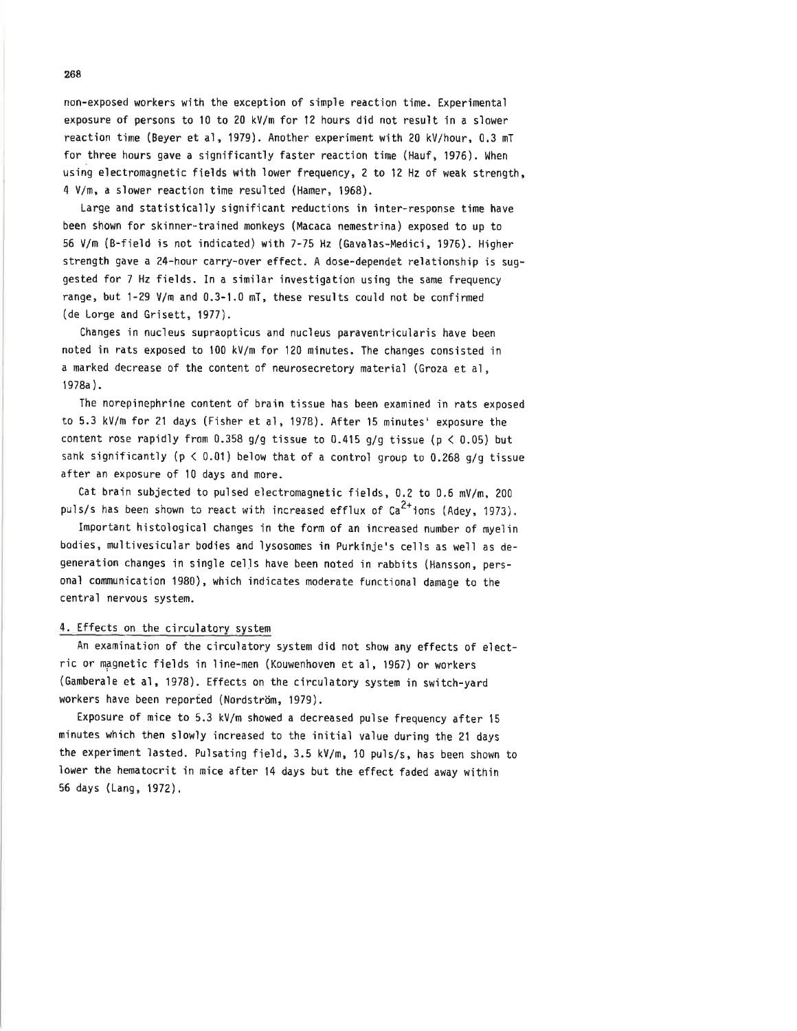non-exposed workers with the exception of simple reaction time. Experimental exposure of persons to 10 to 20 kV/m for 12 hours did not result in a slower reaction time (Beyer et al, 1979). Another experiment with 20 kV/hour, 0.3 mT for three hours gave a significantly faster reaction time (Hauf, 1976). When using electromagnetic fields with lower frequency, 2 to 12 Hz of weak strength, 4 V/m, a slower reaction time resulted (Hamer, 1968).

Large and statistically significant reductions in inter-response time have been shown for skinner-trained monkeys (Macaca nemestrina) exposed to up to 56 V/m (B-field is not indicated) with 7-75 Hz (Gavalas-Medici, 1976). Higher strength gave a 24-hour carry-over effect. A dose-dependet relationship is suggested for 7 Hz fields. In a similar investigation using the same frequency range, but 1-29 V/m and 0.3-1.0 mT, these results could not be confirmed (de Lorge and Grisett, 1977).

Changes in nucleus supraopticus and nucleus paraventricularis have been noted in rats exposed to 100 kV/m for 120 minutes. The changes consisted in a marked decrease of the content of neurosecretory material (Groza et al, 1978a).

The norepinephrine content of brain tissue has been examined in rats exposed to 5.3 kV/m for 21 days (Fisher et al, 1978). After 15 minutes' exposure the content rose rapidly from 0.358 g/g tissue to 0.415 g/g tissue ($p < 0.05$) but sank significantly ($p < 0.01$) below that of a control group to 0.268 g/g tissue after an exposure of 10 days and more.

Cat brain subjected to pulsed electromagnetic fields, 0.2 to 0.6 mV/m, 200 puls/s has been shown to react with increased efflux of $Ca^{2+}$ions (Adey, 1973).

Important histological changes in the form of an increased number of myelin bodies, multivesicular bodies and lysosomes in Purkinje's cells as well as degeneration changes in single cells have been noted in rabbits (Hansson, personal communication 1980), which indicates moderate functional damage to the central nervous system.

## 4. Effects on the circulatory system

An examination of the circulatory system did not show any effects of electric or magnetic fields in line-men (Kouwenhoven et al, 1967) or workers (Gamberale et al, 1978). Effects on the circulatory system in switch-yard workers have been reported (Nordström, 1979).

Exposure of mice to 5.3 kV/m showed a decreased pulse frequency after 15 minutes which then slowly increased to the initial value during the 21 days the experiment lasted. Pulsating field, 3.5 kV/m, 10 puls/s, has been shown to lower the hematocrit in mice after 14 days but the effect faded away within 56 days (Lang, 1972).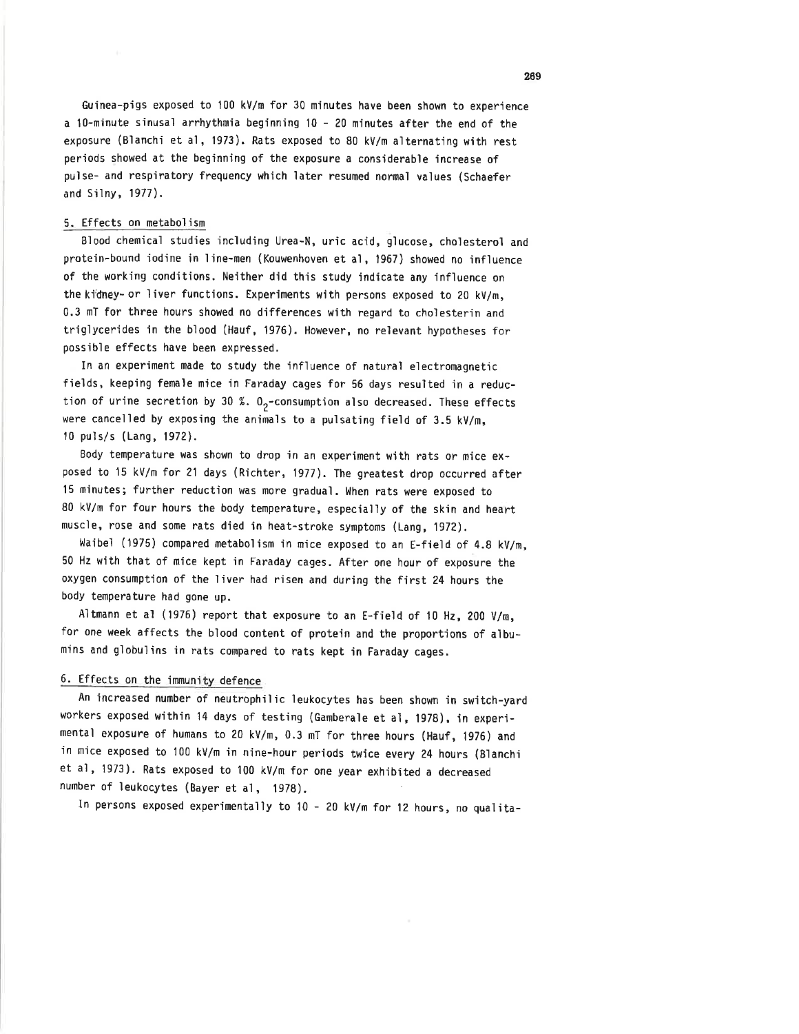Guinea-pigs exposed to 100 kV/m for 30 minutes have been shown to experience a 10-minute sinusal arrhythmia beginning 10 - 20 minutes after the end of the exposure (Blanchi et al, 1973). Rats exposed to 80 kV/m alternating with rest periods showed at the beginning of the exposure a considerable increase of pulse- and respiratory frequency which later resumed normal values (Schaefer and Silny, 1977).

## 5. Effects on metabolism

Blood chemical studies including Urea-N, uric acid, glucose, cholesterol and protein-bound iodine in line-men (Kouwenhoven et al, 1967) showed no influence of the working conditions. Neither did this study indicate any influence on the kidney- or liver functions. Experiments with persons exposed to 20 kV/m, 0.3 mT for three hours showed no differences with regard to cholesterin and triglycerides in the blood (Hauf, 1976). However, no relevant hypotheses for possible effects have been expressed.

In an experiment made to study the influence of natural electromagnetic fields, keeping female mice in Faraday cages for 56 days resulted in a reduction of urine secretion by 30 %. $O_2$-consumption also decreased. These effects were cancelled by exposing the animals to a pulsating field of 3.5 kV/m, 10 puls/s (Lang, 1972).

Body temperature was shown to drop in an experiment with rats or mice exposed to 15 kV/m for 21 days (Richter, 1977). The greatest drop occurred after 15 minutes; further reduction was more gradual. When rats were exposed to 80 kV/m for four hours the body temperature, especially of the skin and heart muscle, rose and some rats died in heat-stroke symptoms (Lang, 1972).

Waibel (1975) compared metabolism in mice exposed to an E-field of 4.8 kV/m, 50 Hz with that of mice kept in Faraday cages. After one hour of exposure the oxygen consumption of the liver had risen and during the first 24 hours the body temperature had gone up.

Altmann et al (1976) report that exposure to an E-field of 10 Hz, 200 V/m, for one week affects the blood content of protein and the proportions of albumins and globulins in rats compared to rats kept in Faraday cages.

## 6. Effects on the immunity defence

An increased number of neutrophilic leukocytes has been shown in switch-yard workers exposed within 14 days of testing (Gamberale et al, 1978), in experimental exposure of humans to 20 kV/m, 0.3 mT for three hours (Hauf, 1976) and in mice exposed to 100 kV/m in nine-hour periods twice every 24 hours (Blanchi et al, 1973). Rats exposed to 100 kV/m for one year exhibited a decreased number of leukocytes (Bayer et al, 1978).

In persons exposed experimentally to 10 - 20 kV/m for 12 hours, no qualita-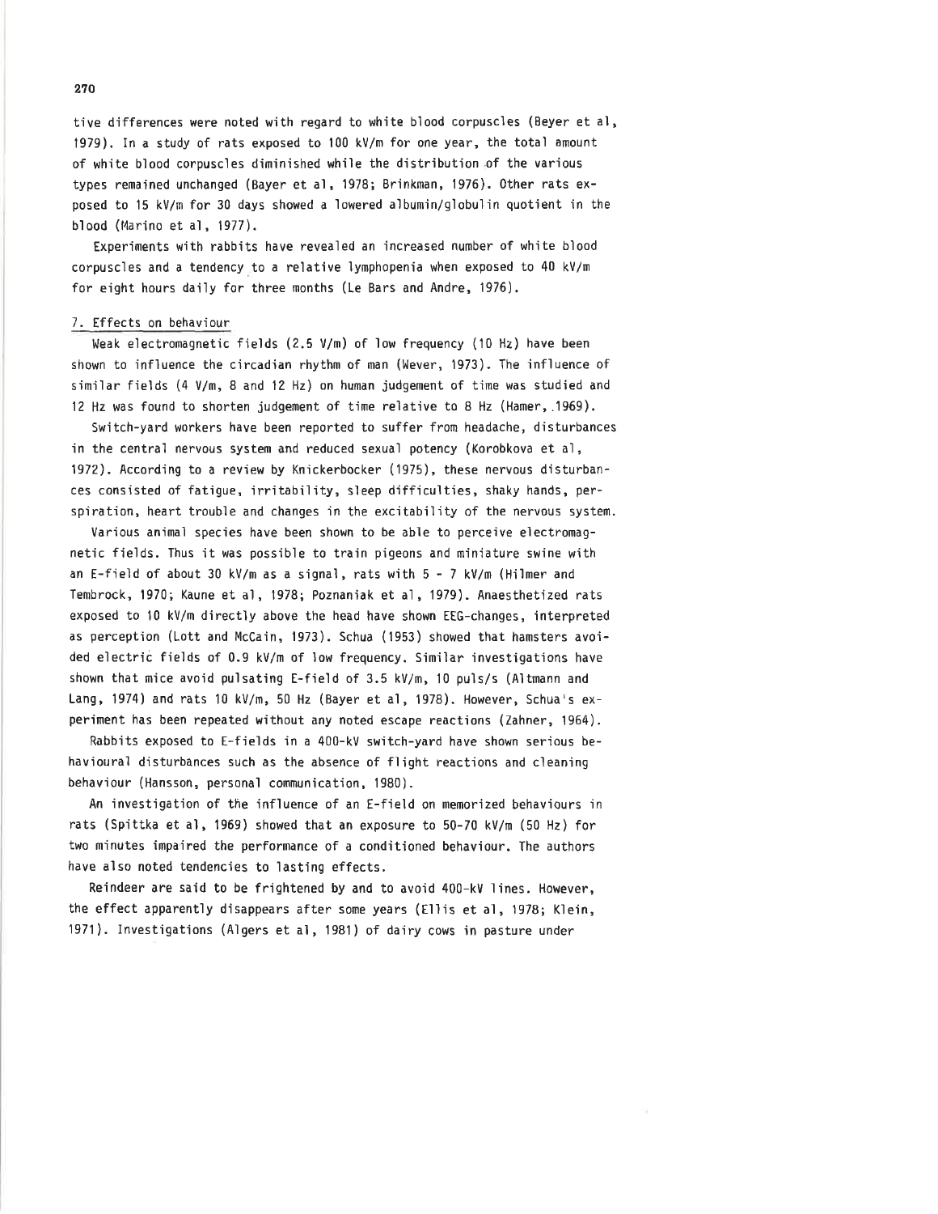tive differences were noted with regard to white blood corpuscles (Beyer et al, 1979). In a study of rats exposed to 100 kV/m for one year, the total amount of white blood corpuscles diminished while the distribution of the various types remained unchanged (Bayer et al, 1978; Brinkman, 1976). Other rats exposed to 15 kV/m for 30 days showed a lowered albumin/globulin quotient in the blood (Marino et al, 1977).

Experiments with rabbits have revealed an increased number of white blood corpuscles and a tendency to a relative lymphopenia when exposed to 40 kV/m for eight hours daily for three months (Le Bars and Andre, 1976).

## 7. Effects on behaviour

Weak electromagnetic fields (2.5 V/m) of low frequency (10 Hz) have been shown to influence the circadian rhythm of man (Wever, 1973). The influence of similar fields (4 V/m, 8 and 12 Hz) on human judgement of time was studied and 12 Hz was found to shorten judgement of time relative to 8 Hz (Hamer, 1969).

Switch-yard workers have been reported to suffer from headache, disturbances in the central nervous system and reduced sexual potency (Korobkova et al, 1972). According to a review by Knickerbocker (1975), these nervous disturbances consisted of fatigue, irritability, sleep difficulties, shaky hands, perspiration, heart trouble and changes in the excitability of the nervous system.

Various animal species have been shown to be able to perceive electromagnetic fields. Thus it was possible to train pigeons and miniature swine with an E-field of about 30 kV/m as a signal, rats with 5 - 7 kV/m (Hilmer and Tembrock, 1970; Kaune et al, 1978; Poznaniak et al, 1979). Anaesthetized rats exposed to 10 kV/m directly above the head have shown EEG-changes, interpreted as perception (Lott and McCain, 1973). Schua (1953) showed that hamsters avoided electric fields of 0.9 kV/m of low frequency. Similar investigations have shown that mice avoid pulsating E-field of 3.5 kV/m, 10 puls/s (Altmann and Lang, 1974) and rats 10 kV/m, 50 Hz (Bayer et al, 1978). However, Schua's experiment has been repeated without any noted escape reactions (Zahner, 1964).

Rabbits exposed to E-fields in a 400-kV switch-yard have shown serious behavioural disturbances such as the absence of flight reactions and cleaning behaviour (Hansson, personal communication, 1980).

An investigation of the influence of an E-field on memorized behaviours in rats (Spittka et al, 1969) showed that an exposure to 50-70 kV/m (50 Hz) for two minutes impaired the performance of a conditioned behaviour. The authors have also noted tendencies to lasting effects.

Reindeer are said to be frightened by and to avoid 400-kV lines. However, the effect apparently disappears after some years (Ellis et al, 1978; Klein, 1971). Investigations (Algers et al, 1981) of dairy cows in pasture under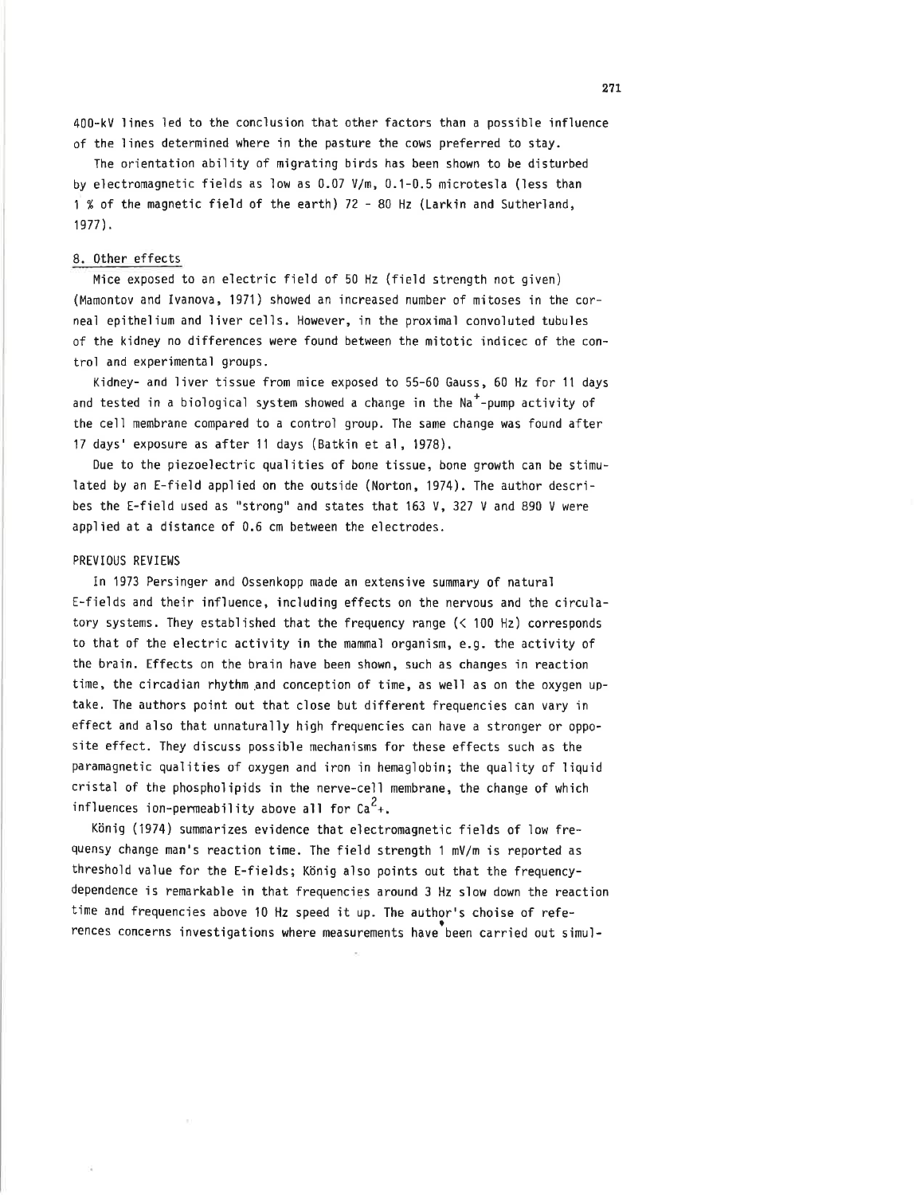400-kV lines led to the conclusion that other factors than a possible influence of the lines determined where in the pasture the cows preferred to stay.

The orientation ability of migrating birds has been shown to be disturbed by electromagnetic fields as low as 0.07 V/m, 0.1-0.5 microtesla (less than 1 % of the magnetic field of the earth) 72 - 80 Hz (Larkin and Sutherland, 1977).

## 8. Other effects

Mice exposed to an electric field of 50 Hz (field strength not given) (Mamontov and Ivanova, 1971) showed an increased number of mitoses in the corneal epithelium and liver cells. However, in the proximal convoluted tubules of the kidney no differences were found between the mitotic indicec of the control and experimental groups.

Kidney- and liver tissue from mice exposed to 55-60 Gauss, 60 Hz for 11 days and tested in a biological system showed a change in the $Na^{+}$-pump activity of the cell membrane compared to a control group. The same change was found after 17 days' exposure as after 11 days (Batkin et al, 1978).

Due to the piezoelectric qualities of bone tissue, bone growth can be stimulated by an E-field applied on the outside (Norton, 1974). The author describes the E-field used as "strong" and states that 163 V, 327 V and 890 V were applied at a distance of 0.6 cm between the electrodes.

## PREVIOUS REVIEWS

In 1973 Persinger and Ossenkopp made an extensive summary of natural E-fields and their influence, including effects on the nervous and the circulatory systems. They established that the frequency range (< 100 Hz) corresponds to that of the electric activity in the mammal organism, e.g. the activity of the brain. Effects on the brain have been shown, such as changes in reaction time, the circadian rhythm and conception of time, as well as on the oxygen uptake. The authors point out that close but different frequencies can vary in effect and also that unnaturally high frequencies can have a stronger or opposite effect. They discuss possible mechanisms for these effects such as the paramagnetic qualities of oxygen and iron in hemaglobin; the quality of liquid cristal of the phospholipids in the nerve-cell membrane, the change of which influences ion-permeability above all for $Ca^{2+}$.

König (1974) summarizes evidence that electromagnetic fields of low frequensy change man's reaction time. The field strength 1 mV/m is reported as threshold value for the E-fields; König also points out that the frequency-dependence is remarkable in that frequencies around 3 Hz slow down the reaction time and frequencies above 10 Hz speed it up. The author's choise of references concerns investigations where measurements have been carried out simul-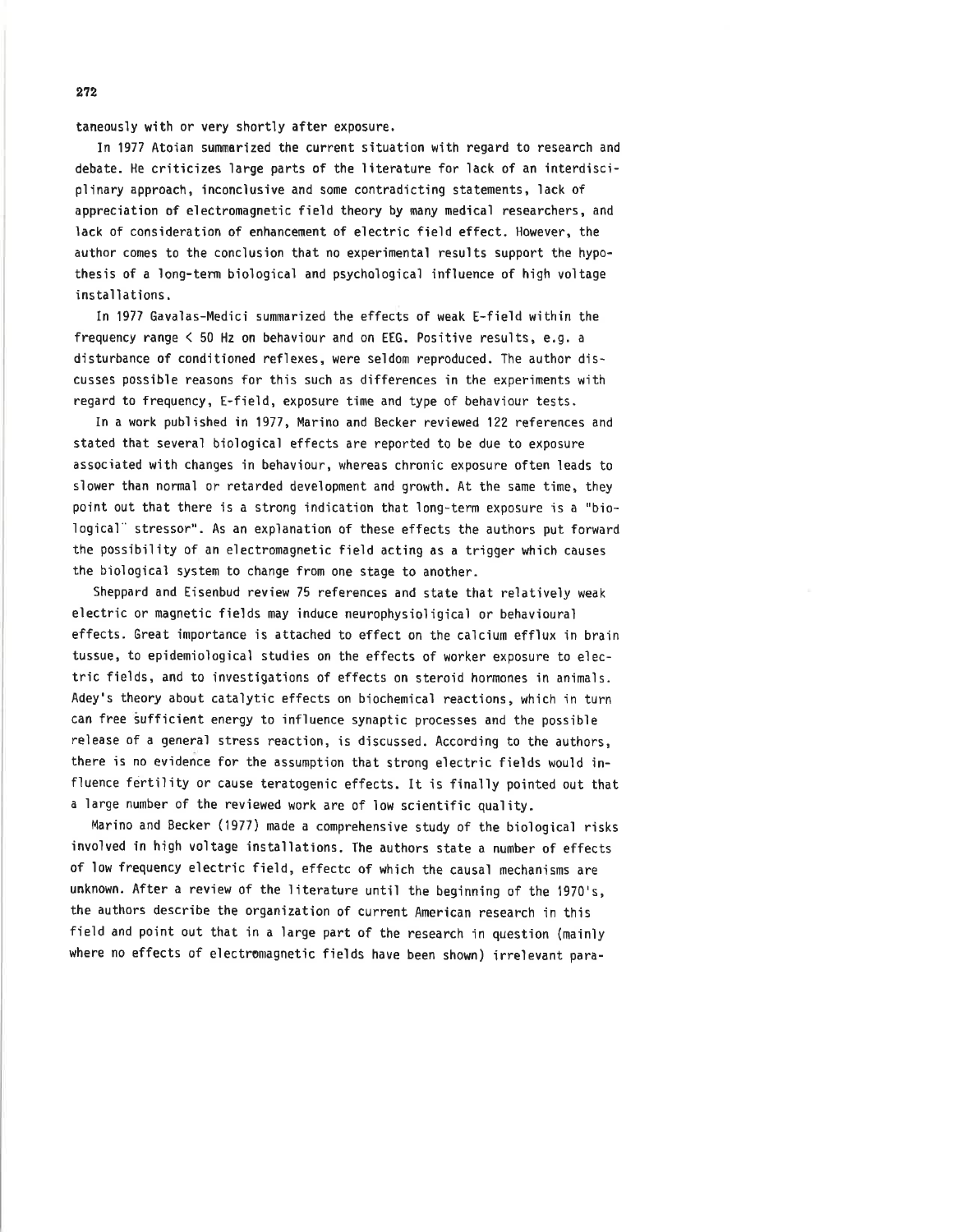taneously with or very shortly after exposure.

In 1977 Atoian summarized the current situation with regard to research and debate. He criticizes large parts of the literature for lack of an interdisciplinary approach, inconclusive and some contradicting statements, lack of appreciation of electromagnetic field theory by many medical researchers, and lack of consideration of enhancement of electric field effect. However, the author comes to the conclusion that no experimental results support the hypothesis of a long-term biological and psychological influence of high voltage installations.

In 1977 Gavalas-Medici summarized the effects of weak E-field within the frequency range < 50 Hz on behaviour and on EEG. Positive results, e.g. a disturbance of conditioned reflexes, were seldom reproduced. The author discusses possible reasons for this such as differences in the experiments with regard to frequency, E-field, exposure time and type of behaviour tests.

In a work published in 1977, Marino and Becker reviewed 122 references and stated that several biological effects are reported to be due to exposure associated with changes in behaviour, whereas chronic exposure often leads to slower than normal or retarded development and growth. At the same time, they point out that there is a strong indication that long-term exposure is a "biological" stressor". As an explanation of these effects the authors put forward the possibility of an electromagnetic field acting as a trigger which causes the biological system to change from one stage to another.

Sheppard and Eisenbud review 75 references and state that relatively weak electric or magnetic fields may induce neurophysioligical or behavioural effects. Great importance is attached to effect on the calcium efflux in brain tussue, to epidemiological studies on the effects of worker exposure to electric fields, and to investigations of effects on steroid hormones in animals. Adey's theory about catalytic effects on biochemical reactions, which in turn can free sufficient energy to influence synaptic processes and the possible release of a general stress reaction, is discussed. According to the authors, there is no evidence for the assumption that strong electric fields would influence fertility or cause teratogenic effects. It is finally pointed out that a large number of the reviewed work are of low scientific quality.

Marino and Becker (1977) made a comprehensive study of the biological risks involved in high voltage installations. The authors state a number of effects of low frequency electric field, effectc of which the causal mechanisms are unknown. After a review of the literature until the beginning of the 1970's, the authors describe the organization of current American research in this field and point out that in a large part of the research in question (mainly where no effects of electromagnetic fields have been shown) irrelevant para-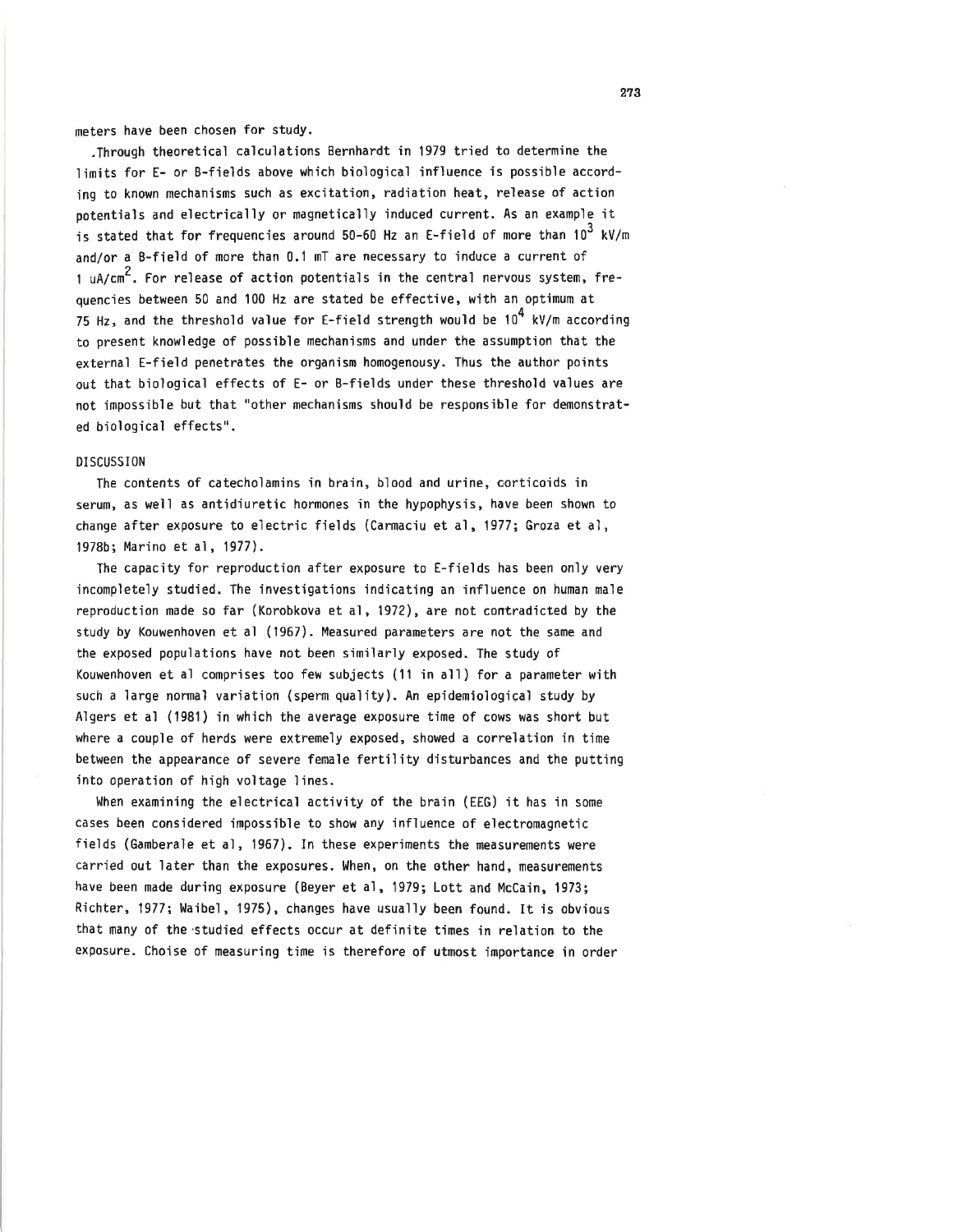meters have been chosen for study.

.Through theoretical calculations Bernhardt in 1979 tried to determine the limits for E- or B-fields above which biological influence is possible according to known mechanisms such as excitation, radiation heat, release of action potentials and electrically or magnetically induced current. As an example it is stated that for frequencies around 50-60 Hz an E-field of more than $10^3$ kV/m and/or a B-field of more than 0.1 mT are necessary to induce a current of 1 uA/$cm^2$. For release of action potentials in the central nervous system, frequencies between 50 and 100 Hz are stated be effective, with an optimum at 75 Hz, and the threshold value for E-field strength would be $10^4$ kV/m according to present knowledge of possible mechanisms and under the assumption that the external E-field penetrates the organism homogenousy. Thus the author points out that biological effects of E- or B-fields under these threshold values are not impossible but that "other mechanisms should be responsible for demonstrated biological effects".

## DISCUSSION

The contents of catecholamins in brain, blood and urine, corticoids in serum, as well as antidiuretic hormones in the hypophysis, have been shown to change after exposure to electric fields (Carmaciu et al, 1977; Groza et al, 1978b; Marino et al, 1977).

The capacity for reproduction after exposure to E-fields has been only very incompletely studied. The investigations indicating an influence on human male reproduction made so far (Korobkova et al, 1972), are not contradicted by the study by Kouwenhoven et al (1967). Measured parameters are not the same and the exposed populations have not been similarly exposed. The study of Kouwenhoven et al comprises too few subjects (11 in all) for a parameter with such a large normal variation (sperm quality). An epidemiological study by Algers et al (1981) in which the average exposure time of cows was short but where a couple of herds were extremely exposed, showed a correlation in time between the appearance of severe female fertility disturbances and the putting into operation of high voltage lines.

When examining the electrical activity of the brain (EEG) it has in some cases been considered impossible to show any influence of electromagnetic fields (Gamberale et al, 1967). In these experiments the measurements were carried out later than the exposures. When, on the other hand, measurements have been made during exposure (Beyer et al, 1979; Lott and McCain, 1973; Richter, 1977; Waibel, 1975), changes have usually been found. It is obvious that many of the studied effects occur at definite times in relation to the exposure. Choise of measuring time is therefore of utmost importance in order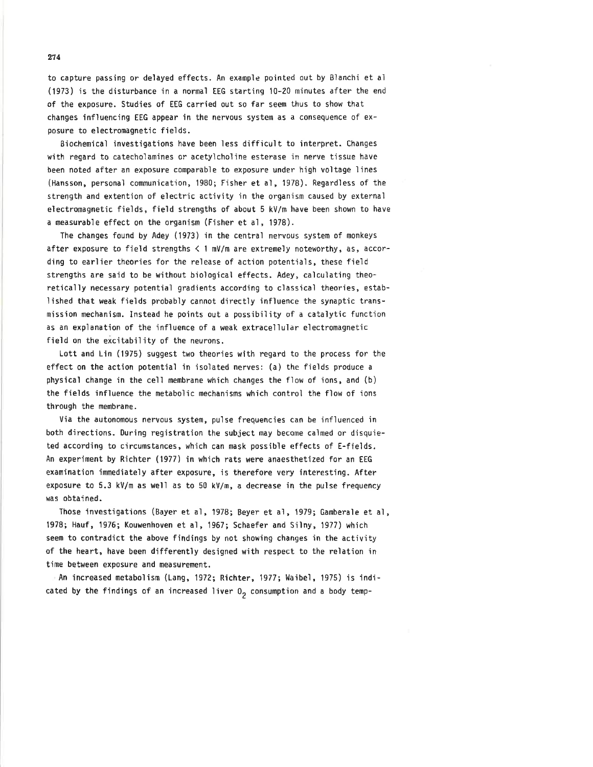to capture passing or delayed effects. An example pointed out by Bianchi et al (1973) is the disturbance in a normal EEG starting 10-20 minutes after the end of the exposure. Studies of EEG carried out so far seem thus to show that changes influencing EEG appear in the nervous system as a consequence of exposure to electromagnetic fields.

Biochemical investigations have been less difficult to interpret. Changes with regard to catecholamines or acetylcholine esterase in nerve tissue have been noted after an exposure comparable to exposure under high voltage lines (Hansson, personal communication, 1980; Fisher et al, 1978). Regardless of the strength and extention of electric activity in the organism caused by external electromagnetic fields, field strengths of about 5 kV/m have been shown to have a measurable effect on the organism (Fisher et al, 1978).

The changes found by Adey (1973) in the central nervous system of monkeys after exposure to field strengths $< 1$ mV/m are extremely noteworthy, as, according to earlier theories for the release of action potentials, these field strengths are said to be without biological effects. Adey, calculating theoretically necessary potential gradients according to classical theories, established that weak fields probably cannot directly influence the synaptic transmission mechanism. Instead he points out a possibility of a catalytic function as an explanation of the influence of a weak extracellular electromagnetic field on the excitability of the neurons.

Lott and Lin (1975) suggest two theories with regard to the process for the effect on the action potential in isolated nerves: (a) the fields produce a physical change in the cell membrane which changes the flow of ions, and (b) the fields influence the metabolic mechanisms which control the flow of ions through the membrane.

Via the autonomous nervous system, pulse frequencies can be influenced in both directions. During registration the subject may become calmed or disquieted according to circumstances, which can mask possible effects of E-fields. An experiment by Richter (1977) in which rats were anaesthetized for an EEG examination immediately after exposure, is therefore very interesting. After exposure to 5.3 kV/m as well as to 50 kV/m, a decrease in the pulse frequency was obtained.

Those investigations (Bayer et al, 1978; Beyer et al, 1979; Gamberale et al, 1978; Hauf, 1976; Kouwenhoven et al, 1967; Schaefer and Silny, 1977) which seem to contradict the above findings by not showing changes in the activity of the heart, have been differently designed with respect to the relation in time between exposure and measurement.

An increased metabolism (Lang, 1972; Richter, 1977; Waibel, 1975) is indicated by the findings of an increased liver $O_2$ consumption and a body temp-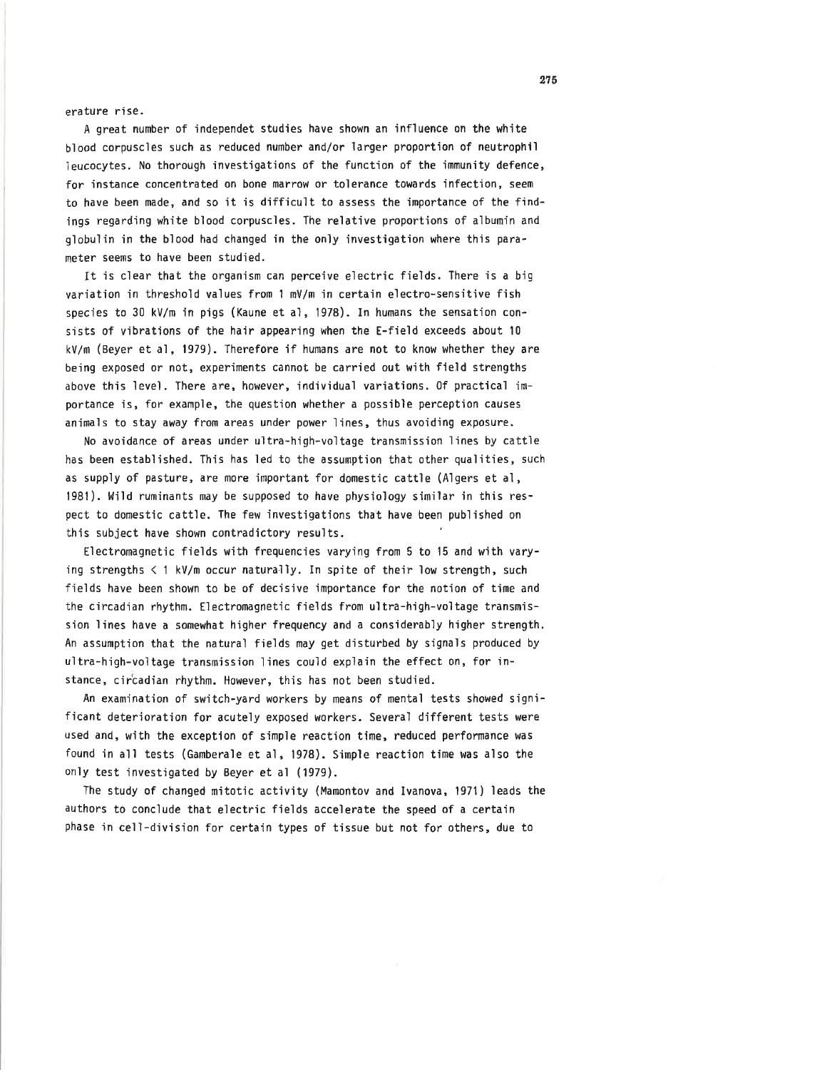erature rise.

A great number of independet studies have shown an influence on the white blood corpuscles such as reduced number and/or larger proportion of neutrophil leucocytes. No thorough investigations of the function of the immunity defence, for instance concentrated on bone marrow or tolerance towards infection, seem to have been made, and so it is difficult to assess the importance of the findings regarding white blood corpuscles. The relative proportions of albumin and globulin in the blood had changed in the only investigation where this parameter seems to have been studied.

It is clear that the organism can perceive electric fields. There is a big variation in threshold values from 1 mV/m in certain electro-sensitive fish species to 30 kV/m in pigs (Kaune et al, 1978). In humans the sensation consists of vibrations of the hair appearing when the E-field exceeds about 10 kV/m (Beyer et al, 1979). Therefore if humans are not to know whether they are being exposed or not, experiments cannot be carried out with field strengths above this level. There are, however, individual variations. Of practical importance is, for example, the question whether a possible perception causes animals to stay away from areas under power lines, thus avoiding exposure.

No avoidance of areas under ultra-high-voltage transmission lines by cattle has been established. This has led to the assumption that other qualities, such as supply of pasture, are more important for domestic cattle (Algers et al, 1981). Wild ruminants may be supposed to have physiology similar in this respect to domestic cattle. The few investigations that have been published on this subject have shown contradictory results.

Electromagnetic fields with frequencies varying from 5 to 15 and with varying strengths < 1 kV/m occur naturally. In spite of their low strength, such fields have been shown to be of decisive importance for the notion of time and the circadian rhythm. Electromagnetic fields from ultra-high-voltage transmission lines have a somewhat higher frequency and a considerably higher strength. An assumption that the natural fields may get disturbed by signals produced by ultra-high-voltage transmission lines could explain the effect on, for instance, circadian rhythm. However, this has not been studied.

An examination of switch-yard workers by means of mental tests showed significant deterioration for acutely exposed workers. Several different tests were used and, with the exception of simple reaction time, reduced performance was found in all tests (Gamberale et al, 1978). Simple reaction time was also the only test investigated by Beyer et al (1979).

The study of changed mitotic activity (Mamontov and Ivanova, 1971) leads the authors to conclude that electric fields accelerate the speed of a certain phase in cell-division for certain types of tissue but not for others, due to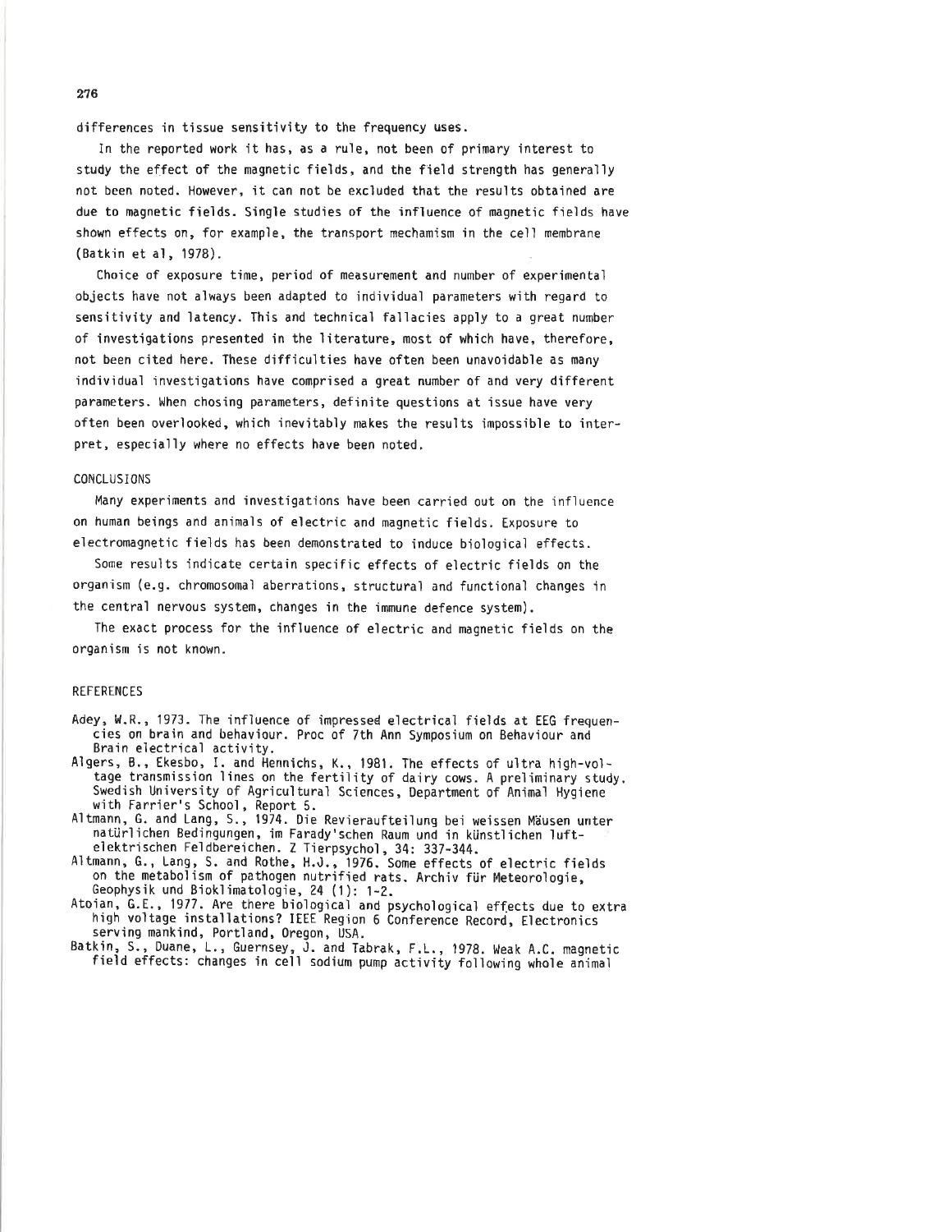differences in tissue sensitivity to the frequency uses.

In the reported work it has, as a rule, not been of primary interest to study the effect of the magnetic fields, and the field strength has generally not been noted. However, it can not be excluded that the results obtained are due to magnetic fields. Single studies of the influence of magnetic fields have shown effects on, for example, the transport mechamism in the cell membrane (Batkin et al, 1978).

Choice of exposure time, period of measurement and number of experimental objects have not always been adapted to individual parameters with regard to sensitivity and latency. This and technical fallacies apply to a great number of investigations presented in the literature, most of which have, therefore, not been cited here. These difficulties have often been unavoidable as many individual investigations have comprised a great number of and very different parameters. When chosing parameters, definite questions at issue have very often been overlooked, which inevitably makes the results impossible to interpret, especially where no effects have been noted.

## CONCLUSIONS

Many experiments and investigations have been carried out on the influence on human beings and animals of electric and magnetic fields. Exposure to electromagnetic fields has been demonstrated to induce biological effects.

Some results indicate certain specific effects of electric fields on the organism (e.g. chromosomal aberrations, structural and functional changes in the central nervous system, changes in the immune defence system).

The exact process for the influence of electric and magnetic fields on the organism is not known.

## REFERENCES

Adey, W.R., 1973. The influence of impressed electrical fields at EEG frequencies on brain and behaviour. Proc of 7th Ann Symposium on Behaviour and Brain electrical activity.

Algers, B., Ekesbo, I. and Hennichs, K., 1981. The effects of ultra high-voltage transmission lines on the fertility of dairy cows. A preliminary study. Swedish University of Agricultural Sciences, Department of Animal Hygiene with Farrier's School, Report 5.

Altmann, G. and Lang, S., 1974. Die Revieraufteilung bei weissen Mäusen unter natürlichen Bedingungen, im Farady'schen Raum und in künstlichen luftelektrischen Feldbereichen. Z Tierpsychol, 34: 337-344.

Altmann, G., Lang, S. and Rothe, H.J., 1976. Some effects of electric fields on the metabolism of pathogen nutrified rats. Archiv für Meteorologie, Geophysik und Bioklimatologie, 24 (1): 1-2.

Atoian, G.E., 1977. Are there biological and psychological effects due to extra high voltage installations? IEEE Region 6 Conference Record, Electronics serving mankind, Portland, Oregon, USA.

Batkin, S., Duane, L., Guernsey, J. and Tabrak, F.L., 1978. Weak A.C. magnetic field effects: changes in cell sodium pump activity following whole animal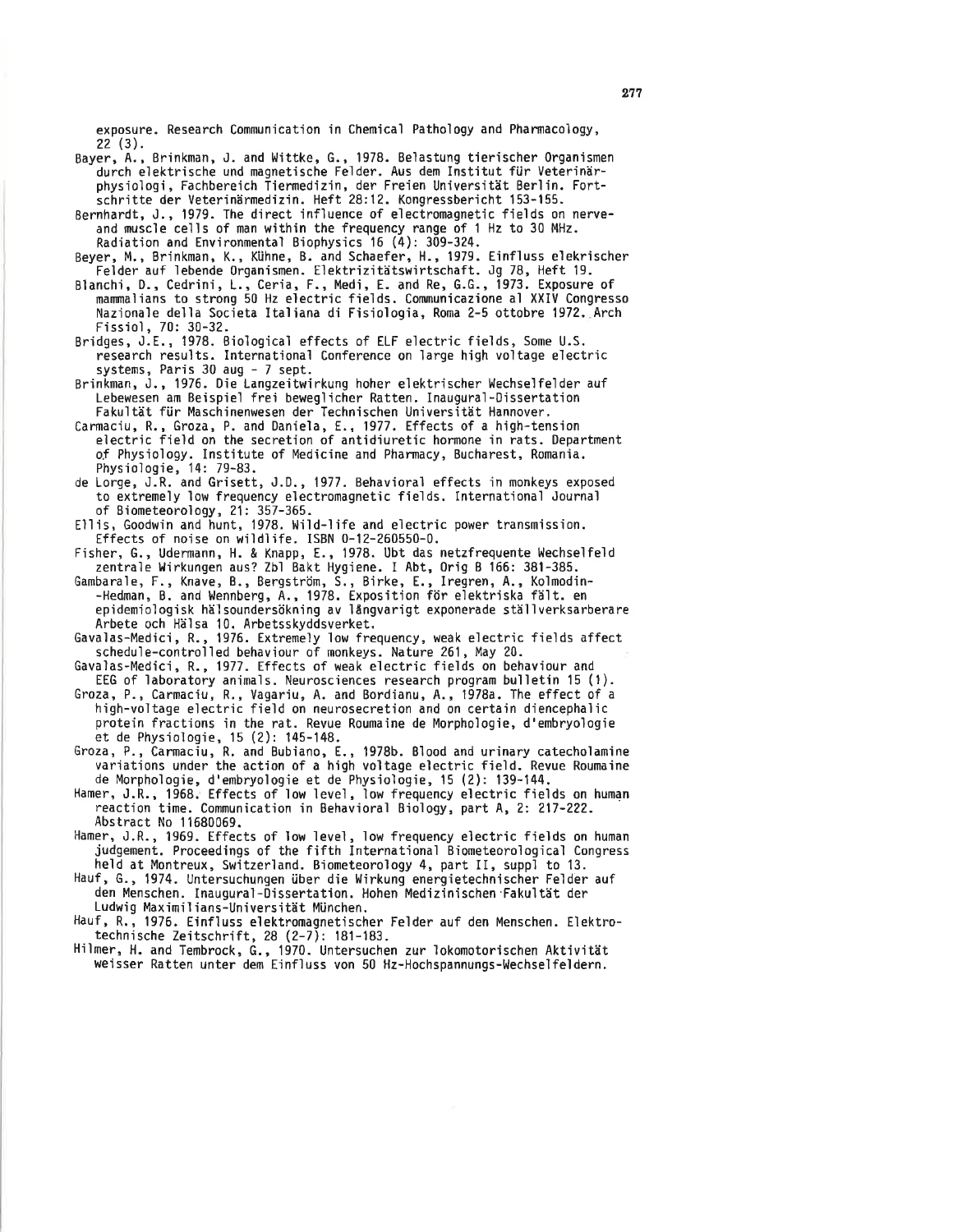exposure. Research Communication in Chemical Pathology and Pharmacology, 22 (3).

Bayer, A., Brinkman, J. and Wittke, G., 1978. Belastung tierischer Organismen durch elektrische und magnetische Felder. Aus dem Institut für Veterinärphysiologi, Fachbereich Tiermedizin, der Freien Universität Berlin. Fortschritte der Veterinärmedizin. Heft 28:12. Kongressbericht 153-155.

Bernhardt, J., 1979. The direct influence of electromagnetic fields on nerve- and muscle cells of man within the frequency range of 1 Hz to 30 MHz. Radiation and Environmental Biophysics 16 (4): 309-324.

Beyer, M., Brinkman, K., Kühne, B. and Schaefer, H., 1979. Einfluss elekrischer Felder auf lebende Organismen. Elektrizitätswirtschaft. Jg 78, Heft 19.

Bianchi, D., Cedrini, L., Ceria, F., Medi, E. and Re, G.G., 1973. Exposure of mammalians to strong 50 Hz electric fields. Communicazione al XXIV Congresso Nazionale della Societa Italiana di Fisiologia, Roma 2-5 ottobre 1972. Arch Fissiol, 70: 30-32.

Bridges, J.E., 1978. Biological effects of ELF electric fields, Some U.S. research results. International Conference on large high voltage electric systems, Paris 30 aug - 7 sept.

Brinkman, J., 1976. Die Langzeitwirkung hoher elektrischer Wechselfelder auf Lebewesen am Beispiel frei beweglicher Ratten. Inaugural-Dissertation Fakultät für Maschinenwesen der Technischen Universität Hannover.

Carmaciu, R., Groza, P. and Daniela, E., 1977. Effects of a high-tension electric field on the secretion of antidiuretic hormone in rats. Department of Physiology. Institute of Medicine and Pharmacy, Bucharest, Romania. Physiologie, 14: 79-83.

de Lorge, J.R. and Grisett, J.D., 1977. Behavioral effects in monkeys exposed to extremely low frequency electromagnetic fields. International Journal of Biometeorology, 21: 357-365.

Ellis, Goodwin and hunt, 1978. Wild-life and electric power transmission. Effects of noise on wildlife. ISBN 0-12-260550-0.

Fisher, G., Udermann, H. & Knapp, E., 1978. Übt das netzfrequente Wechselfeld zentrale Wirkungen aus? Zbl Bakt Hygiene. I Abt, Orig B 166: 381-385.

Gambarale, F., Knave, B., Bergström, S., Birke, E., Iregren, A., Kolmodin--Hedman, B. and Wennberg, A., 1978. Exposition för elektriska fält. en epidemiologisk hälsoundersökning av långvarigt exponerade ställverksarberare Arbete och Hälsa 10. Arbetsskyddsverket.

Gavalas-Medici, R., 1976. Extremely low frequency, weak electric fields affect schedule-controlled behaviour of monkeys. Nature 261, May 20.

Gavalas-Medici, R., 1977. Effects of weak electric fields on behaviour and EEG of laboratory animals. Neurosciences research program bulletin 15 (1).

Groza, P., Carmaciu, R., Vagariu, A. and Bordianu, A., 1978a. The effect of a high-voltage electric field on neurosecretion and on certain diencephalic protein fractions in the rat. Revue Roumaine de Morphologie, d'embryologie et de Physiologie, 15 (2): 145-148.

Groza, P., Carmaciu, R. and Bubiano, E., 1978b. Blood and urinary catecholamine variations under the action of a high voltage electric field. Revue Roumaine de Morphologie, d'embryologie et de Physiologie, 15 (2): 139-144.

Hamer, J.R., 1968. Effects of low level, low frequency electric fields on human reaction time. Communication in Behavioral Biology, part A, 2: 217-222. Abstract No 11680069.

Hamer, J.R., 1969. Effects of low level, low frequency electric fields on human judgement. Proceedings of the fifth International Biometeorological Congress held at Montreux, Switzerland. Biometeorology 4, part II, suppl to 13.

Hauf, G., 1974. Untersuchungen über die Wirkung energietechnischer Felder auf den Menschen. Inaugural-Dissertation. Hohen Medizinischen Fakultät der Ludwig Maximilians-Universität München.

Hauf, R., 1976. Einfluss elektromagnetischer Felder auf den Menschen. Elektrotechnische Zeitschrift, 28 (2-7): 181-183.

Hilmer, H. and Tembrock, G., 1970. Untersuchen zur lokomotorischen Aktivität weisser Ratten unter dem Einfluss von 50 Hz-Hochspannungs-Wechselfeldern.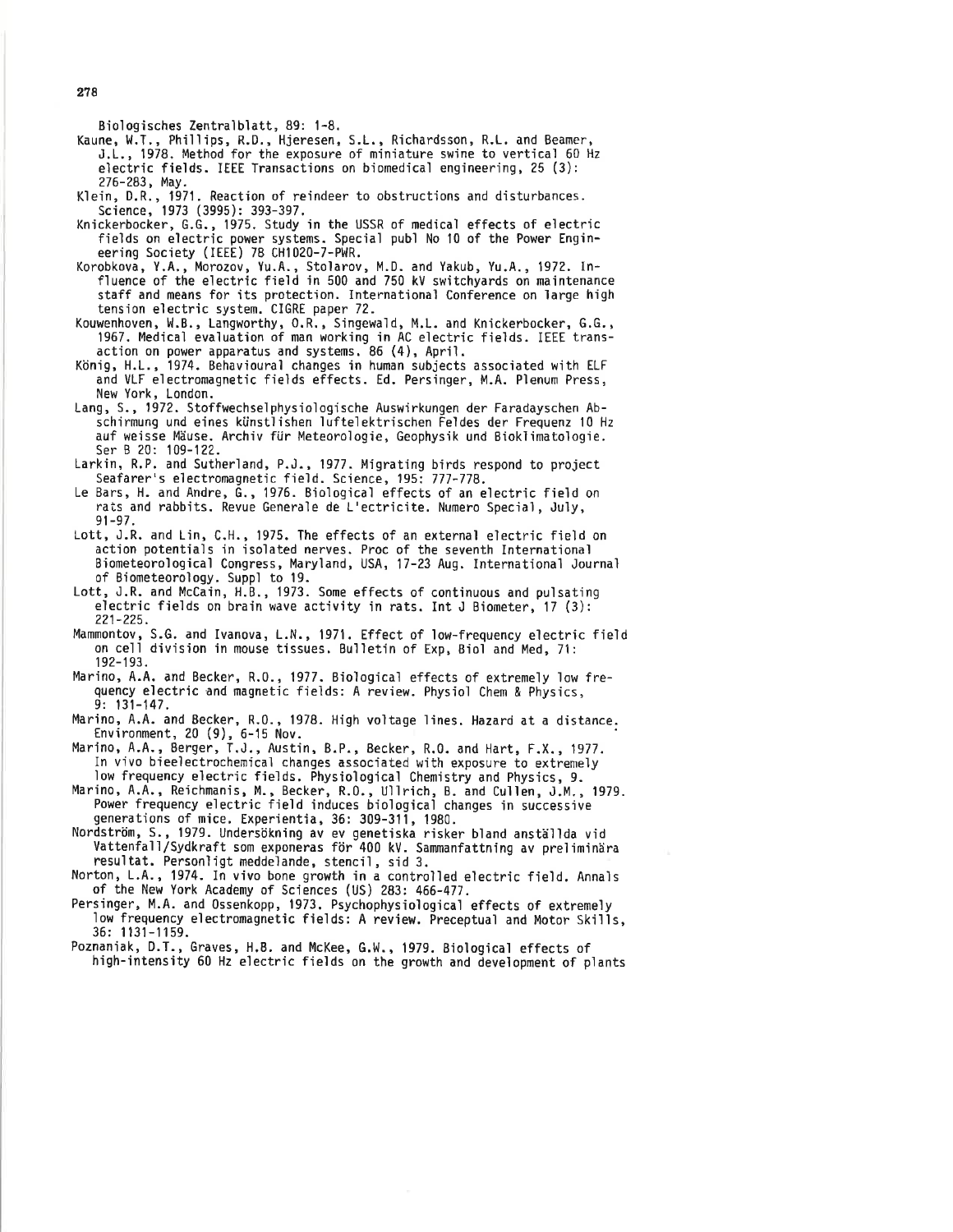Biologisches Zentralblatt, 89: 1-8.

Kaune, W.T., Phillips, R.D., Hjeresen, S.L., Richardsson, R.L. and Beamer, J.L., 1978. Method for the exposure of miniature swine to vertical 60 Hz electric fields. IEEE Transactions on biomedical engineering, 25 (3): 276-283, May.

Klein, D.R., 1971. Reaction of reindeer to obstructions and disturbances. Science, 1973 (3995): 393-397.

Knickerbocker, G.G., 1975. Study in the USSR of medical effects of electric fields on electric power systems. Special publ No 10 of the Power Engineering Society (IEEE) 78 CH1020-7-PWR.

Korobkova, Y.A., Morozov, Yu.A., Stolarov, M.D. and Yakub, Yu.A., 1972. Influence of the electric field in 500 and 750 kV switchyards on maintenance staff and means for its protection. International Conference on large high tension electric system. CIGRE paper 72.

Kouwenhoven, W.B., Langworthy, O.R., Singewald, M.L. and Knickerbocker, G.G., 1967. Medical evaluation of man working in AC electric fields. IEEE transaction on power apparatus and systems. 86 (4), April.

König, H.L., 1974. Behavioural changes in human subjects associated with ELF and VLF electromagnetic fields effects. Ed. Persinger, M.A. Plenum Press, New York, London.

Lang, S., 1972. Stoffwechselphysiologische Auswirkungen der Faradayschen Abschirmung und eines künstlishen luftelektrischen Feldes der Frequenz 10 Hz auf weisse Mäuse. Archiv für Meteorologie, Geophysik und Bioklimatologie. Ser B 20: 109-122.

Larkin, R.P. and Sutherland, P.J., 1977. Migrating birds respond to project Seafarer's electromagnetic field. Science, 195: 777-778.

Le Bars, H. and Andre, G., 1976. Biological effects of an electric field on rats and rabbits. Revue Generale de L'ectricite. Numero Special, July, 91-97.

Lott, J.R. and Lin, C.H., 1975. The effects of an external electric field on action potentials in isolated nerves. Proc of the seventh International Biometeorological Congress, Maryland, USA, 17-23 Aug. International Journal of Biometeorology. Suppl to 19.

Lott, J.R. and McCain, H.B., 1973. Some effects of continuous and pulsating electric fields on brain wave activity in rats. Int J Biometer, 17 (3): 221-225.

Mammontov, S.G. and Ivanova, L.N., 1971. Effect of low-frequency electric field on cell division in mouse tissues. Bulletin of Exp, Biol and Med, 71: 192-193.

Marino, A.A. and Becker, R.O., 1977. Biological effects of extremely low frequency electric and magnetic fields: A review. Physiol Chem & Physics, 9: 131-147.

Marino, A.A. and Becker, R.O., 1978. High voltage lines. Hazard at a distance. Environment, 20 (9), 6-15 Nov.

Marino, A.A., Berger, T.J., Austin, B.P., Becker, R.O. and Hart, F.X., 1977. In vivo bieelectrochemical changes associated with exposure to extremely low frequency electric fields. Physiological Chemistry and Physics, 9.

Marino, A.A., Reichmanis, M., Becker, R.O., Ullrich, B. and Cullen, J.M., 1979. Power frequency electric field induces biological changes in successive generations of mice. Experientia, 36: 309-311, 1980.

Nordström, S., 1979. Undersökning av ev genetiska risker bland anställda vid Vattenfall/Sydkraft som exponeras för 400 kV. Sammanfattning av preliminära resultat. Personligt meddelande, stencil, sid 3.

Norton, L.A., 1974. In vivo bone growth in a controlled electric field. Annals of the New York Academy of Sciences (US) 283: 466-477.

Persinger, M.A. and Ossenkopp, 1973. Psychophysiological effects of extremely low frequency electromagnetic fields: A review. Preceptual and Motor Skills, 36: 1131-1159.

Poznaniak, D.T., Graves, H.B. and McKee, G.W., 1979. Biological effects of high-intensity 60 Hz electric fields on the growth and development of plants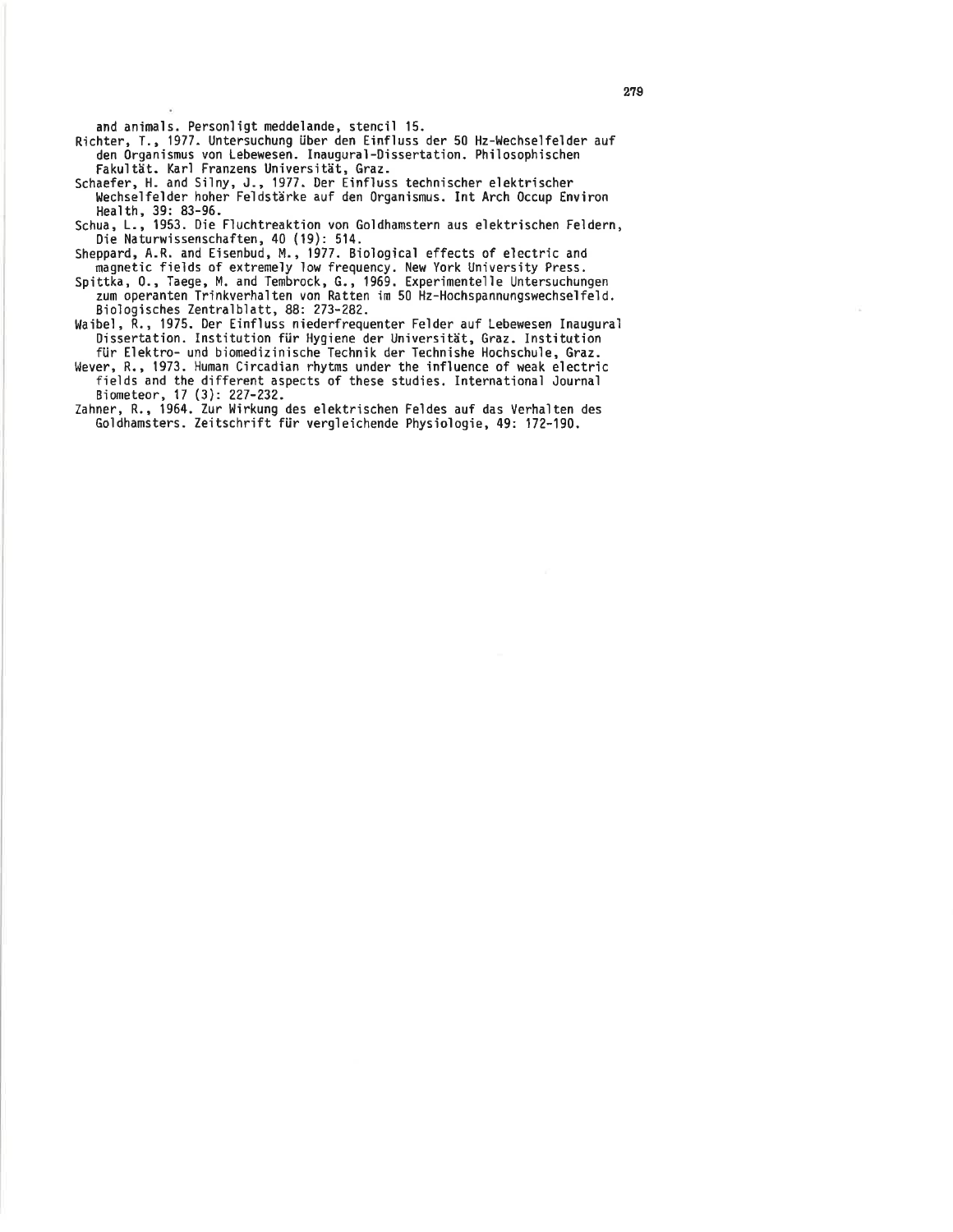and animals. Personligt meddelande, stencil 15.

Richter, T., 1977. Untersuchung über den Einfluss der 50 Hz-Wechselfelder auf den Organismus von Lebewesen. Inaugural-Dissertation. Philosophischen Fakultät. Karl Franzens Universität, Graz.

Schaefer, H. and Silny, J., 1977. Der Einfluss technischer elektrischer Wechselfelder hoher Feldstärke auf den Organismus. Int Arch Occup Environ Health, 39: 83-96.

Schua, L., 1953. Die Fluchtreaktion von Goldhamstern aus elektrischen Feldern, Die Naturwissenschaften, 40 (19): 514.

Sheppard, A.R. and Eisenbud, M., 1977. Biological effects of electric and magnetic fields of extremely low frequency. New York University Press.

Spittka, O., Taege, M. and Tembrock, G., 1969. Experimentelle Untersuchungen zum operanten Trinkverhalten von Ratten im 50 Hz-Hochspannungswechselfeld. Biologisches Zentralblatt, 88: 273-282.

Waibel, R., 1975. Der Einfluss niederfrequenter Felder auf Lebewesen Inaugural Dissertation. Institution für Hygiene der Universität, Graz. Institution für Elektro- und biomedizinische Technik der Technishe Hochschule, Graz.

Wever, R., 1973. Human Circadian rhytms under the influence of weak electric fields and the different aspects of these studies. International Journal Biometeor, 17 (3): 227-232.

Zahner, R., 1964. Zur Wirkung des elektrischen Feldes auf das Verhalten des Goldhamsters. Zeitschrift für vergleichende Physiologie, 49: 172-190.